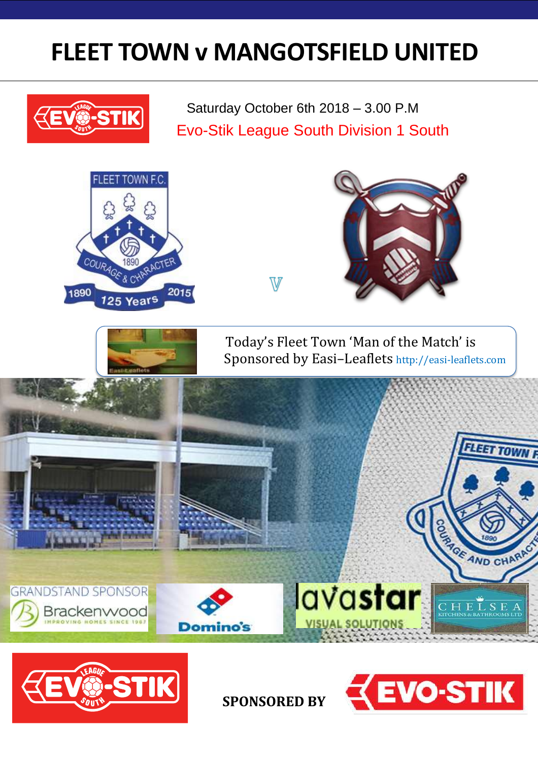# FLEET TOWN v MANGOTSFIELD UNITED

Saturday October 6th 2018 – 3.00 P.M

Evo-Stik League South Division 1 South

V

Today's Fleet Town 'Man of the Match' is Sponsored by Easi–Leaflets http://easi-leaflets.com

GRANDSTAND SPONSOR

**SPONSORED BY**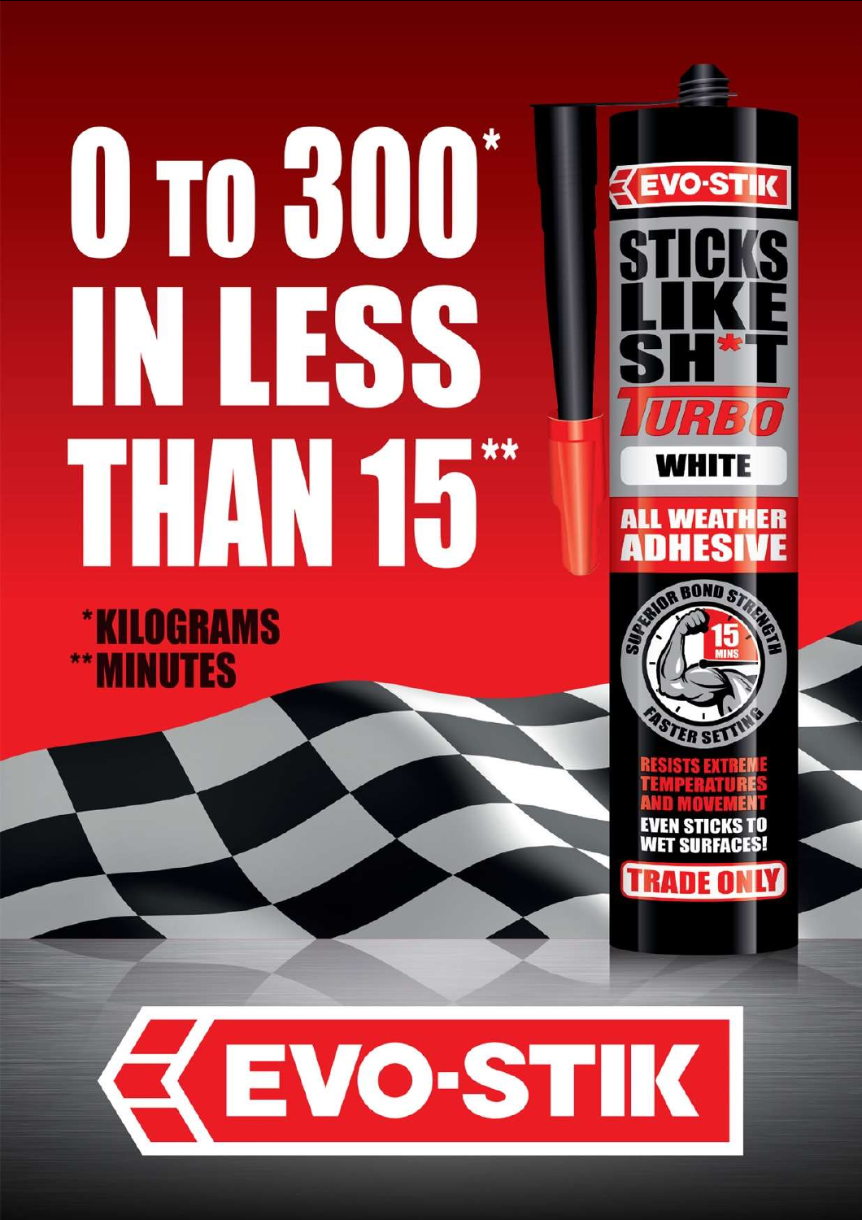# 0 TO 300* IN LESS THAN 15**

*KILOGRAMS
**MINUTES

EVO-STIK

STICKS LIKE SH*T

TURBO

WHITE

ALL WEATHER ADHESIVE

SUPERIOR BOND STRENGTH

15 MINS

FASTER SETTING

RESISTS EXTREME TEMPERATURES AND MOVEMENT

EVEN STICKS TO WET SURFACES!

TRADE ONLY

EVO-STIK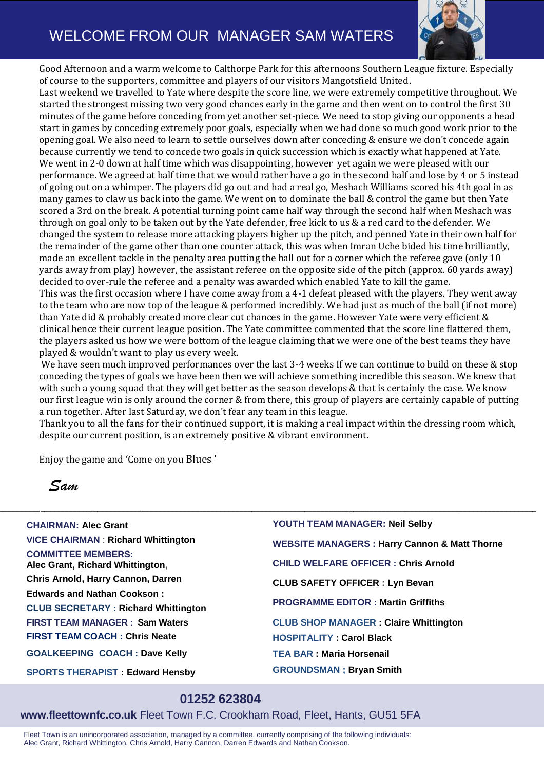# WELCOME FROM OUR MANAGER SAM WATERS

Good Afternoon and a warm welcome to Calthorpe Park for this afternoons Southern League fixture. Especially of course to the supporters, committee and players of our visitors Mangotsfield United.

Last weekend we travelled to Yate where despite the score line, we were extremely competitive throughout. We started the strongest missing two very good chances early in the game and then went on to control the first 30 minutes of the game before conceding from yet another set-piece. We need to stop giving our opponents a head start in games by conceding extremely poor goals, especially when we had done so much good work prior to the opening goal. We also need to learn to settle ourselves down after conceding & ensure we don't concede again because currently we tend to concede two goals in quick succession which is exactly what happened at Yate. We went in 2-0 down at half time which was disappointing, however yet again we were pleased with our performance. We agreed at half time that we would rather have a go in the second half and lose by 4 or 5 instead of going out on a whimper. The players did go out and had a real go, Meshach Williams scored his 4th goal in as many games to claw us back into the game. We went on to dominate the ball & control the game but then Yate scored a 3rd on the break. A potential turning point came half way through the second half when Meshach was through on goal only to be taken out by the Yate defender, free kick to us & a red card to the defender. We changed the system to release more attacking players higher up the pitch, and penned Yate in their own half for the remainder of the game other than one counter attack, this was when Imran Uche bided his time brilliantly, made an excellent tackle in the penalty area putting the ball out for a corner which the referee gave (only 10 yards away from play) however, the assistant referee on the opposite side of the pitch (approx. 60 yards away) decided to over-rule the referee and a penalty was awarded which enabled Yate to kill the game.

This was the first occasion where I have come away from a 4-1 defeat pleased with the players. They went away to the team who are now top of the league & performed incredibly. We had just as much of the ball (if not more) than Yate did & probably created more clear cut chances in the game. However Yate were very efficient & clinical hence their current league position. The Yate committee commented that the score line flattered them, the players asked us how we were bottom of the league claiming that we were one of the best teams they have played & wouldn't want to play us every week.

We have seen much improved performances over the last 3-4 weeks If we can continue to build on these & stop conceding the types of goals we have been then we will achieve something incredible this season. We knew that with such a young squad that they will get better as the season develops & that is certainly the case. We know our first league win is only around the corner & from there, this group of players are certainly capable of putting a run together. After last Saturday, we don't fear any team in this league.

Thank you to all the fans for their continued support, it is making a real impact within the dressing room which, despite our current position, is an extremely positive & vibrant environment.

Enjoy the game and 'Come on you Blues '

*Sam*

---

**CHAIRMAN:** Alec Grant
**VICE CHAIRMAN** : Richard Whittington
**COMMITTEE MEMBERS:**
Alec Grant, Richard Whittington, Chris Arnold, Harry Cannon, Darren Edwards and Nathan Cookson :
**CLUB SECRETARY :** Richard Whittington
**FIRST TEAM MANAGER :** Sam Waters
**FIRST TEAM COACH :** Chris Neate
**GOALKEEPING COACH :** Dave Kelly
**SPORTS THERAPIST :** Edward Hensby

**YOUTH TEAM MANAGER:** Neil Selby
**WEBSITE MANAGERS :** Harry Cannon & Matt Thorne
**CHILD WELFARE OFFICER :** Chris Arnold
**CLUB SAFETY OFFICER :** Lyn Bevan
**PROGRAMME EDITOR :** Martin Griffiths
**CLUB SHOP MANAGER :** Claire Whittington
**HOSPITALITY :** Carol Black
**TEA BAR :** Maria Horsenail
**GROUNDSMAN ;** Bryan Smith

**01252 623804**

**www.fleettownfc.co.uk** Fleet Town F.C. Crookham Road, Fleet, Hants, GU51 5FA

Fleet Town is an unincorporated association, managed by a committee, currently comprising of the following individuals: Alec Grant, Richard Whittington, Chris Arnold, Harry Cannon, Darren Edwards and Nathan Cookson.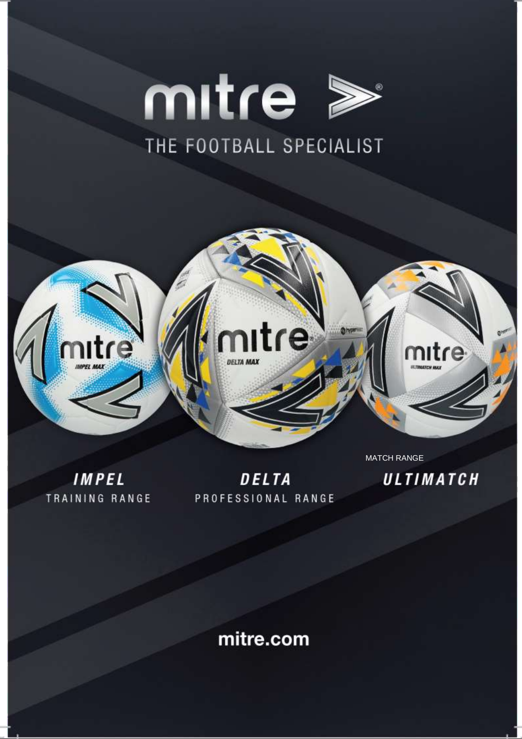# mitre

THE FOOTBALL SPECIALIST

**IMPEL**
TRAINING RANGE

**DELTA**
PROFESSIONAL RANGE

**ULTIMATCH**
MATCH RANGE

mitre.com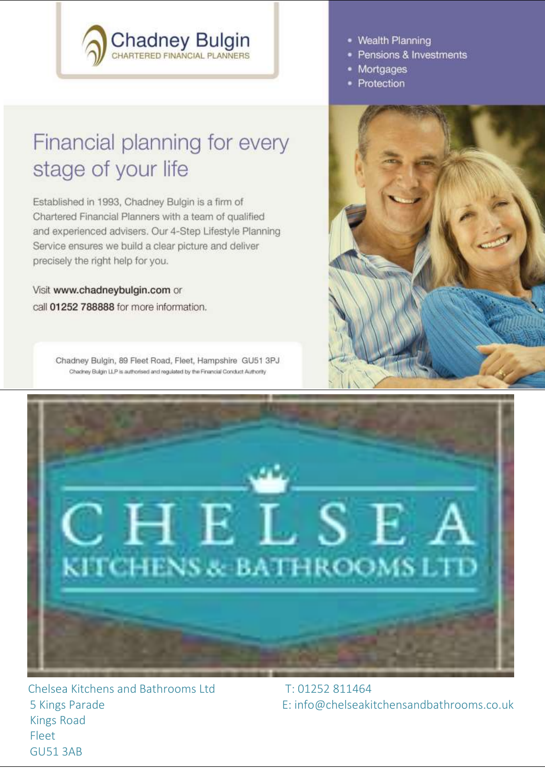# Chadney Bulgin

CHARTERED FINANCIAL PLANNERS

- Wealth Planning
- Pensions & Investments
- Mortgages
- Protection

## Financial planning for every stage of your life

Established in 1993, Chadney Bulgin is a firm of Chartered Financial Planners with a team of qualified and experienced advisers. Our 4-Step Lifestyle Planning Service ensures we build a clear picture and deliver precisely the right help for you.

Visit **www.chadneybulgin.com** or call **01252 788888** for more information.

Chadney Bulgin, 89 Fleet Road, Fleet, Hampshire GU51 3PJ

Chadney Bulgin LLP is authorised and regulated by the Financial Conduct Authority

---

# CHELSEA

## KITCHENS & BATHROOMS LTD

Chelsea Kitchens and Bathrooms Ltd
5 Kings Parade
Kings Road
Fleet
GU51 3AB

T: 01252 811464
E: info@chelseakitchensandbathrooms.co.uk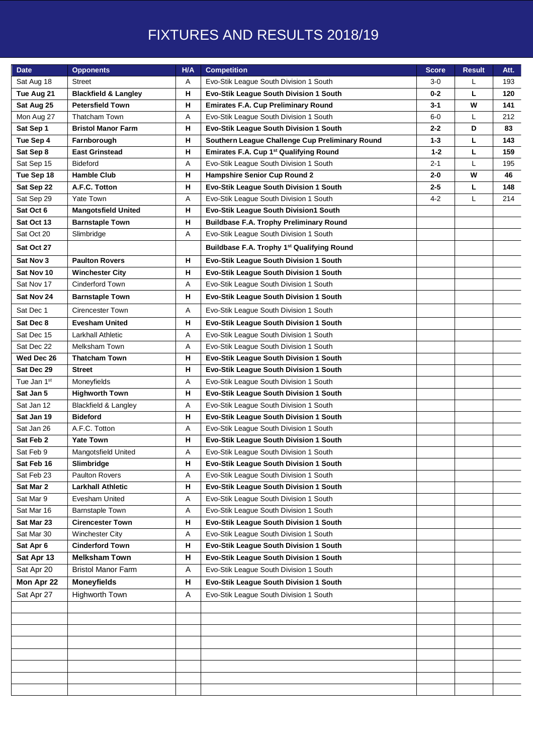# FIXTURES AND RESULTS 2018/19

| Date | Opponents | H/A | Competition | Score | Result | Att. |
|---|---|---|---|---|---|---|
| Sat Aug 18 | Street | A | Evo-Stik League South Division 1 South | 3-0 | L | 193 |
| **Tue Aug 21** | **Blackfield & Langley** | **H** | **Evo-Stik League South Division 1 South** | **0-2** | **L** | **120** |
| **Sat Aug 25** | **Petersfield Town** | **H** | **Emirates F.A. Cup Preliminary Round** | **3-1** | **W** | **141** |
| Mon Aug 27 | Thatcham Town | A | Evo-Stik League South Division 1 South | 6-0 | L | 212 |
| **Sat Sep 1** | **Bristol Manor Farm** | **H** | **Evo-Stik League South Division 1 South** | **2-2** | **D** | **83** |
| **Tue Sep 4** | **Farnborough** | **H** | **Southern League Challenge Cup Preliminary Round** | **1-3** | **L** | **143** |
| **Sat Sep 8** | **East Grinstead** | **H** | **Emirates F.A. Cup 1st Qualifying Round** | **1-2** | **L** | **159** |
| Sat Sep 15 | Bideford | A | Evo-Stik League South Division 1 South | 2-1 | L | 195 |
| **Tue Sep 18** | **Hamble Club** | **H** | **Hampshire Senior Cup Round 2** | **2-0** | **W** | **46** |
| **Sat Sep 22** | **A.F.C. Totton** | **H** | **Evo-Stik League South Division 1 South** | **2-5** | **L** | **148** |
| Sat Sep 29 | Yate Town | A | Evo-Stik League South Division 1 South | 4-2 | L | 214 |
| **Sat Oct 6** | **Mangotsfield United** | **H** | **Evo-Stik League South Division1 South** | | | |
| **Sat Oct 13** | **Barnstaple Town** | **H** | **Buildbase F.A. Trophy Preliminary Round** | | | |
| Sat Oct 20 | Slimbridge | A | Evo-Stik League South Division 1 South | | | |
| **Sat Oct 27** | | | **Buildbase F.A. Trophy 1st Qualifying Round** | | | |
| **Sat Nov 3** | **Paulton Rovers** | **H** | **Evo-Stik League South Division 1 South** | | | |
| **Sat Nov 10** | **Winchester City** | **H** | **Evo-Stik League South Division 1 South** | | | |
| Sat Nov 17 | Cinderford Town | A | Evo-Stik League South Division 1 South | | | |
| **Sat Nov 24** | **Barnstaple Town** | **H** | **Evo-Stik League South Division 1 South** | | | |
| Sat Dec 1 | Cirencester Town | A | Evo-Stik League South Division 1 South | | | |
| **Sat Dec 8** | **Evesham United** | **H** | **Evo-Stik League South Division 1 South** | | | |
| Sat Dec 15 | Larkhall Athletic | A | Evo-Stik League South Division 1 South | | | |
| Sat Dec 22 | Melksham Town | A | Evo-Stik League South Division 1 South | | | |
| **Wed Dec 26** | **Thatcham Town** | **H** | **Evo-Stik League South Division 1 South** | | | |
| **Sat Dec 29** | **Street** | **H** | **Evo-Stik League South Division 1 South** | | | |
| Tue Jan 1st | Moneyfields | A | Evo-Stik League South Division 1 South | | | |
| **Sat Jan 5** | **Highworth Town** | **H** | **Evo-Stik League South Division 1 South** | | | |
| Sat Jan 12 | Blackfield & Langley | A | Evo-Stik League South Division 1 South | | | |
| **Sat Jan 19** | **Bideford** | **H** | **Evo-Stik League South Division 1 South** | | | |
| Sat Jan 26 | A.F.C. Totton | A | Evo-Stik League South Division 1 South | | | |
| **Sat Feb 2** | **Yate Town** | **H** | **Evo-Stik League South Division 1 South** | | | |
| Sat Feb 9 | Mangotsfield United | A | Evo-Stik League South Division 1 South | | | |
| **Sat Feb 16** | **Slimbridge** | **H** | **Evo-Stik League South Division 1 South** | | | |
| Sat Feb 23 | Paulton Rovers | A | Evo-Stik League South Division 1 South | | | |
| **Sat Mar 2** | **Larkhall Athletic** | **H** | **Evo-Stik League South Division 1 South** | | | |
| Sat Mar 9 | Evesham United | A | Evo-Stik League South Division 1 South | | | |
| Sat Mar 16 | Barnstaple Town | A | Evo-Stik League South Division 1 South | | | |
| **Sat Mar 23** | **Cirencester Town** | **H** | **Evo-Stik League South Division 1 South** | | | |
| Sat Mar 30 | Winchester City | A | Evo-Stik League South Division 1 South | | | |
| **Sat Apr 6** | **Cinderford Town** | **H** | **Evo-Stik League South Division 1 South** | | | |
| **Sat Apr 13** | **Melksham Town** | **H** | **Evo-Stik League South Division 1 South** | | | |
| Sat Apr 20 | Bristol Manor Farm | A | Evo-Stik League South Division 1 South | | | |
| **Mon Apr 22** | **Moneyfields** | **H** | **Evo-Stik League South Division 1 South** | | | |
| Sat Apr 27 | Highworth Town | A | Evo-Stik League South Division 1 South | | | |
| | | | | | | |
| | | | | | | |
| | | | | | | |
| | | | | | | |
| | | | | | | |
| | | | | | | |
| | | | | | | |
| | | | | | | |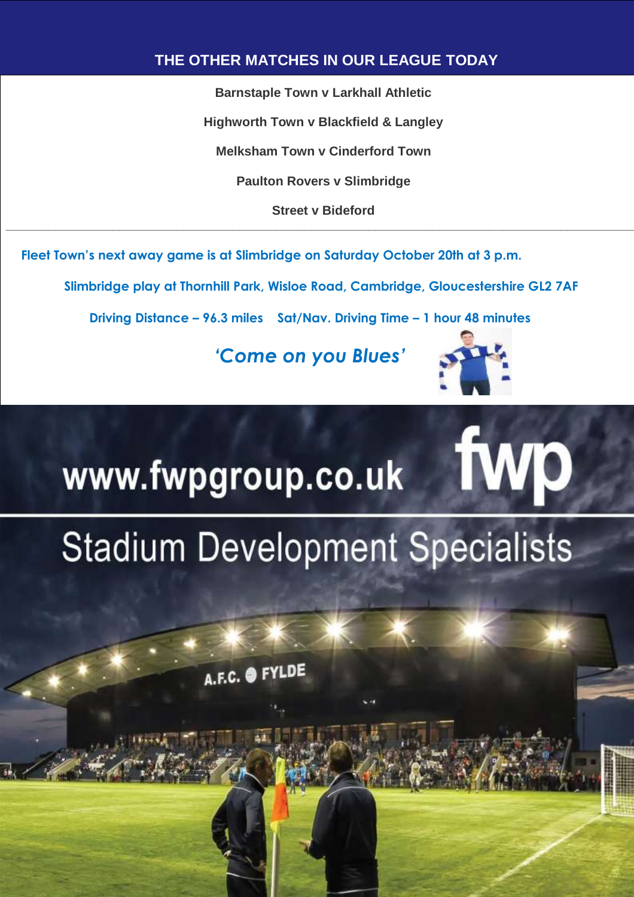## THE OTHER MATCHES IN OUR LEAGUE TODAY

**Barnstaple Town v Larkhall Athletic**

**Highworth Town v Blackfield & Langley**

**Melksham Town v Cinderford Town**

**Paulton Rovers v Slimbridge**

**Street v Bideford**

---

**Fleet Town's next away game is at Slimbridge on Saturday October 20th at 3 p.m.**

**Slimbridge play at Thornhill Park, Wisloe Road, Cambridge, Gloucestershire GL2 7AF**

**Driving Distance – 96.3 miles Sat/Nav. Driving Time – 1 hour 48 minutes**

***'Come on you Blues'***

www.fwpgroup.co.uk fwp

Stadium Development Specialists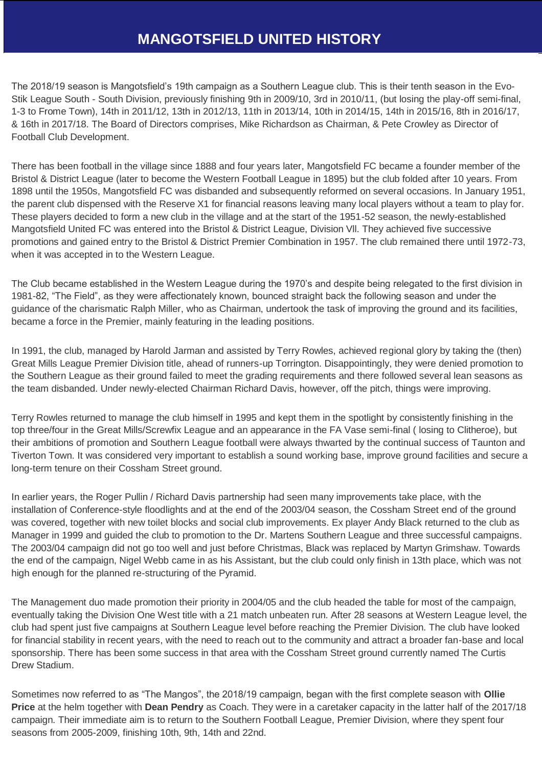# MANGOTSFIELD UNITED HISTORY

The 2018/19 season is Mangotsfield's 19th campaign as a Southern League club. This is their tenth season in the Evo-Stik League South - South Division, previously finishing 9th in 2009/10, 3rd in 2010/11, (but losing the play-off semi-final, 1-3 to Frome Town), 14th in 2011/12, 13th in 2012/13, 11th in 2013/14, 10th in 2014/15, 14th in 2015/16, 8th in 2016/17, & 16th in 2017/18. The Board of Directors comprises, Mike Richardson as Chairman, & Pete Crowley as Director of Football Club Development.

There has been football in the village since 1888 and four years later, Mangotsfield FC became a founder member of the Bristol & District League (later to become the Western Football League in 1895) but the club folded after 10 years. From 1898 until the 1950s, Mangotsfield FC was disbanded and subsequently reformed on several occasions. In January 1951, the parent club dispensed with the Reserve X1 for financial reasons leaving many local players without a team to play for. These players decided to form a new club in the village and at the start of the 1951-52 season, the newly-established Mangotsfield United FC was entered into the Bristol & District League, Division VII. They achieved five successive promotions and gained entry to the Bristol & District Premier Combination in 1957. The club remained there until 1972-73, when it was accepted in to the Western League.

The Club became established in the Western League during the 1970's and despite being relegated to the first division in 1981-82, "The Field", as they were affectionately known, bounced straight back the following season and under the guidance of the charismatic Ralph Miller, who as Chairman, undertook the task of improving the ground and its facilities, became a force in the Premier, mainly featuring in the leading positions.

In 1991, the club, managed by Harold Jarman and assisted by Terry Rowles, achieved regional glory by taking the (then) Great Mills League Premier Division title, ahead of runners-up Torrington. Disappointingly, they were denied promotion to the Southern League as their ground failed to meet the grading requirements and there followed several lean seasons as the team disbanded. Under newly-elected Chairman Richard Davis, however, off the pitch, things were improving.

Terry Rowles returned to manage the club himself in 1995 and kept them in the spotlight by consistently finishing in the top three/four in the Great Mills/Screwfix League and an appearance in the FA Vase semi-final ( losing to Clitheroe), but their ambitions of promotion and Southern League football were always thwarted by the continual success of Taunton and Tiverton Town. It was considered very important to establish a sound working base, improve ground facilities and secure a long-term tenure on their Cossham Street ground.

In earlier years, the Roger Pullin / Richard Davis partnership had seen many improvements take place, with the installation of Conference-style floodlights and at the end of the 2003/04 season, the Cossham Street end of the ground was covered, together with new toilet blocks and social club improvements. Ex player Andy Black returned to the club as Manager in 1999 and guided the club to promotion to the Dr. Martens Southern League and three successful campaigns. The 2003/04 campaign did not go too well and just before Christmas, Black was replaced by Martyn Grimshaw. Towards the end of the campaign, Nigel Webb came in as his Assistant, but the club could only finish in 13th place, which was not high enough for the planned re-structuring of the Pyramid.

The Management duo made promotion their priority in 2004/05 and the club headed the table for most of the campaign, eventually taking the Division One West title with a 21 match unbeaten run. After 28 seasons at Western League level, the club had spent just five campaigns at Southern League level before reaching the Premier Division. The club have looked for financial stability in recent years, with the need to reach out to the community and attract a broader fan-base and local sponsorship. There has been some success in that area with the Cossham Street ground currently named The Curtis Drew Stadium.

Sometimes now referred to as "The Mangos", the 2018/19 campaign, began with the first complete season with **Ollie Price** at the helm together with **Dean Pendry** as Coach. They were in a caretaker capacity in the latter half of the 2017/18 campaign. Their immediate aim is to return to the Southern Football League, Premier Division, where they spent four seasons from 2005-2009, finishing 10th, 9th, 14th and 22nd.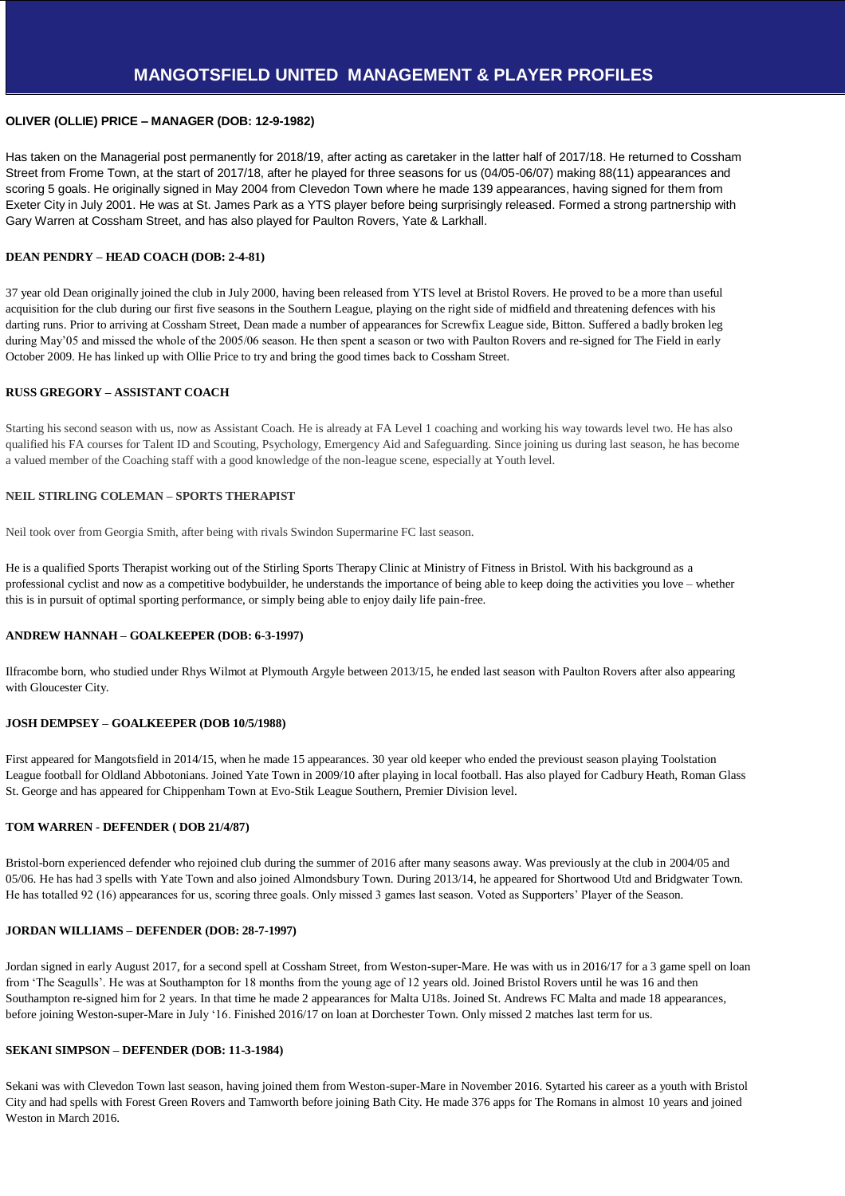# MANGOTSFIELD UNITED MANAGEMENT & PLAYER PROFILES

**OLIVER (OLLIE) PRICE – MANAGER (DOB: 12-9-1982)**

Has taken on the Managerial post permanently for 2018/19, after acting as caretaker in the latter half of 2017/18. He returned to Cossham Street from Frome Town, at the start of 2017/18, after he played for three seasons for us (04/05-06/07) making 88(11) appearances and scoring 5 goals. He originally signed in May 2004 from Clevedon Town where he made 139 appearances, having signed for them from Exeter City in July 2001. He was at St. James Park as a YTS player before being surprisingly released. Formed a strong partnership with Gary Warren at Cossham Street, and has also played for Paulton Rovers, Yate & Larkhall.

**DEAN PENDRY – HEAD COACH (DOB: 2-4-81)**

37 year old Dean originally joined the club in July 2000, having been released from YTS level at Bristol Rovers. He proved to be a more than useful acquisition for the club during our first five seasons in the Southern League, playing on the right side of midfield and threatening defences with his darting runs. Prior to arriving at Cossham Street, Dean made a number of appearances for Screwfix League side, Bitton. Suffered a badly broken leg during May'05 and missed the whole of the 2005/06 season. He then spent a season or two with Paulton Rovers and re-signed for The Field in early October 2009. He has linked up with Ollie Price to try and bring the good times back to Cossham Street.

**RUSS GREGORY – ASSISTANT COACH**

Starting his second season with us, now as Assistant Coach. He is already at FA Level 1 coaching and working his way towards level two. He has also qualified his FA courses for Talent ID and Scouting, Psychology, Emergency Aid and Safeguarding. Since joining us during last season, he has become a valued member of the Coaching staff with a good knowledge of the non-league scene, especially at Youth level.

**NEIL STIRLING COLEMAN – SPORTS THERAPIST**

Neil took over from Georgia Smith, after being with rivals Swindon Supermarine FC last season.

He is a qualified Sports Therapist working out of the Stirling Sports Therapy Clinic at Ministry of Fitness in Bristol. With his background as a professional cyclist and now as a competitive bodybuilder, he understands the importance of being able to keep doing the activities you love – whether this is in pursuit of optimal sporting performance, or simply being able to enjoy daily life pain-free.

**ANDREW HANNAH – GOALKEEPER (DOB: 6-3-1997)**

Ilfracombe born, who studied under Rhys Wilmot at Plymouth Argyle between 2013/15, he ended last season with Paulton Rovers after also appearing with Gloucester City.

**JOSH DEMPSEY – GOALKEEPER (DOB 10/5/1988)**

First appeared for Mangotsfield in 2014/15, when he made 15 appearances. 30 year old keeper who ended the previoust season playing Toolstation League football for Oldland Abbotonians. Joined Yate Town in 2009/10 after playing in local football. Has also played for Cadbury Heath, Roman Glass St. George and has appeared for Chippenham Town at Evo-Stik League Southern, Premier Division level.

**TOM WARREN - DEFENDER ( DOB 21/4/87)**

Bristol-born experienced defender who rejoined club during the summer of 2016 after many seasons away. Was previously at the club in 2004/05 and 05/06. He has had 3 spells with Yate Town and also joined Almondsbury Town. During 2013/14, he appeared for Shortwood Utd and Bridgwater Town. He has totalled 92 (16) appearances for us, scoring three goals. Only missed 3 games last season. Voted as Supporters' Player of the Season.

**JORDAN WILLIAMS – DEFENDER (DOB: 28-7-1997)**

Jordan signed in early August 2017, for a second spell at Cossham Street, from Weston-super-Mare. He was with us in 2016/17 for a 3 game spell on loan from 'The Seagulls'. He was at Southampton for 18 months from the young age of 12 years old. Joined Bristol Rovers until he was 16 and then Southampton re-signed him for 2 years. In that time he made 2 appearances for Malta U18s. Joined St. Andrews FC Malta and made 18 appearances, before joining Weston-super-Mare in July '16. Finished 2016/17 on loan at Dorchester Town. Only missed 2 matches last term for us.

**SEKANI SIMPSON – DEFENDER (DOB: 11-3-1984)**

Sekani was with Clevedon Town last season, having joined them from Weston-super-Mare in November 2016. Sytarted his career as a youth with Bristol City and had spells with Forest Green Rovers and Tamworth before joining Bath City. He made 376 apps for The Romans in almost 10 years and joined Weston in March 2016.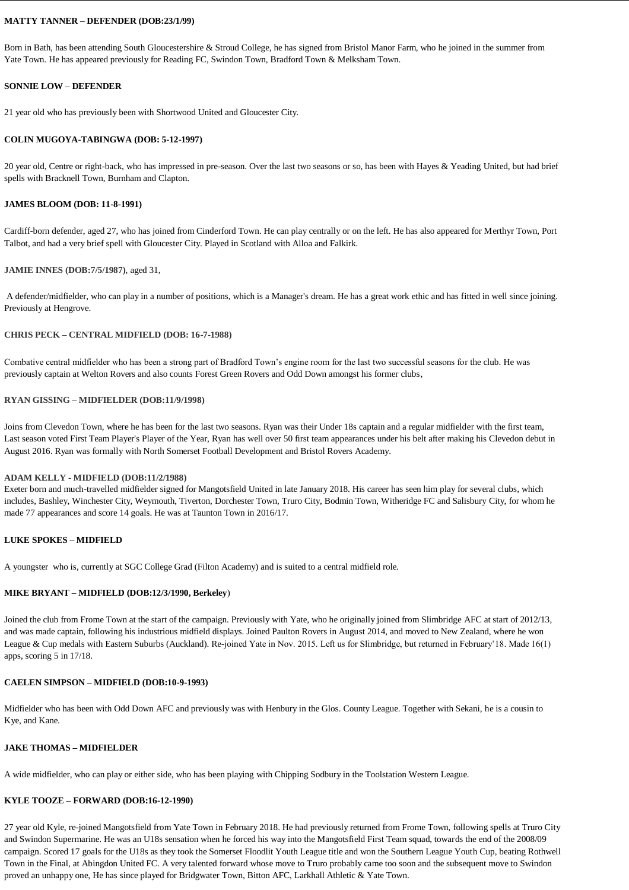**MATTY TANNER – DEFENDER (DOB:23/1/99)**

Born in Bath, has been attending South Gloucestershire & Stroud College, he has signed from Bristol Manor Farm, who he joined in the summer from Yate Town. He has appeared previously for Reading FC, Swindon Town, Bradford Town & Melksham Town.

**SONNIE LOW – DEFENDER**

21 year old who has previously been with Shortwood United and Gloucester City.

**COLIN MUGOYA-TABINGWA (DOB: 5-12-1997)**

20 year old, Centre or right-back, who has impressed in pre-season. Over the last two seasons or so, has been with Hayes & Yeading United, but had brief spells with Bracknell Town, Burnham and Clapton.

**JAMES BLOOM (DOB: 11-8-1991)**

Cardiff-born defender, aged 27, who has joined from Cinderford Town. He can play centrally or on the left. He has also appeared for Merthyr Town, Port Talbot, and had a very brief spell with Gloucester City. Played in Scotland with Alloa and Falkirk.

**JAMIE INNES (DOB:7/5/1987)**, aged 31,

A defender/midfielder, who can play in a number of positions, which is a Manager's dream. He has a great work ethic and has fitted in well since joining. Previously at Hengrove.

**CHRIS PECK – CENTRAL MIDFIELD (DOB: 16-7-1988)**

Combative central midfielder who has been a strong part of Bradford Town's engine room for the last two successful seasons for the club. He was previously captain at Welton Rovers and also counts Forest Green Rovers and Odd Down amongst his former clubs,

**RYAN GISSING – MIDFIELDER (DOB:11/9/1998)**

Joins from Clevedon Town, where he has been for the last two seasons. Ryan was their Under 18s captain and a regular midfielder with the first team, Last season voted First Team Player's Player of the Year, Ryan has well over 50 first team appearances under his belt after making his Clevedon debut in August 2016. Ryan was formally with North Somerset Football Development and Bristol Rovers Academy.

**ADAM KELLY - MIDFIELD (DOB:11/2/1988)**

Exeter born and much-travelled midfielder signed for Mangotsfield United in late January 2018. His career has seen him play for several clubs, which includes, Bashley, Winchester City, Weymouth, Tiverton, Dorchester Town, Truro City, Bodmin Town, Witheridge FC and Salisbury City, for whom he made 77 appearances and score 14 goals. He was at Taunton Town in 2016/17.

**LUKE SPOKES – MIDFIELD**

A youngster who is, currently at SGC College Grad (Filton Academy) and is suited to a central midfield role.

**MIKE BRYANT – MIDFIELD (DOB:12/3/1990, Berkeley)**

Joined the club from Frome Town at the start of the campaign. Previously with Yate, who he originally joined from Slimbridge AFC at start of 2012/13, and was made captain, following his industrious midfield displays. Joined Paulton Rovers in August 2014, and moved to New Zealand, where he won League & Cup medals with Eastern Suburbs (Auckland). Re-joined Yate in Nov. 2015. Left us for Slimbridge, but returned in February'18. Made 16(1) apps, scoring 5 in 17/18.

**CAELEN SIMPSON – MIDFIELD (DOB:10-9-1993)**

Midfielder who has been with Odd Down AFC and previously was with Henbury in the Glos. County League. Together with Sekani, he is a cousin to Kye, and Kane.

**JAKE THOMAS – MIDFIELDER**

A wide midfielder, who can play or either side, who has been playing with Chipping Sodbury in the Toolstation Western League.

**KYLE TOOZE – FORWARD (DOB:16-12-1990)**

27 year old Kyle, re-joined Mangotsfield from Yate Town in February 2018. He had previously returned from Frome Town, following spells at Truro City and Swindon Supermarine. He was an U18s sensation when he forced his way into the Mangotsfield First Team squad, towards the end of the 2008/09 campaign. Scored 17 goals for the U18s as they took the Somerset Floodlit Youth League title and won the Southern League Youth Cup, beating Rothwell Town in the Final, at Abingdon United FC. A very talented forward whose move to Truro probably came too soon and the subsequent move to Swindon proved an unhappy one, He has since played for Bridgwater Town, Bitton AFC, Larkhall Athletic & Yate Town.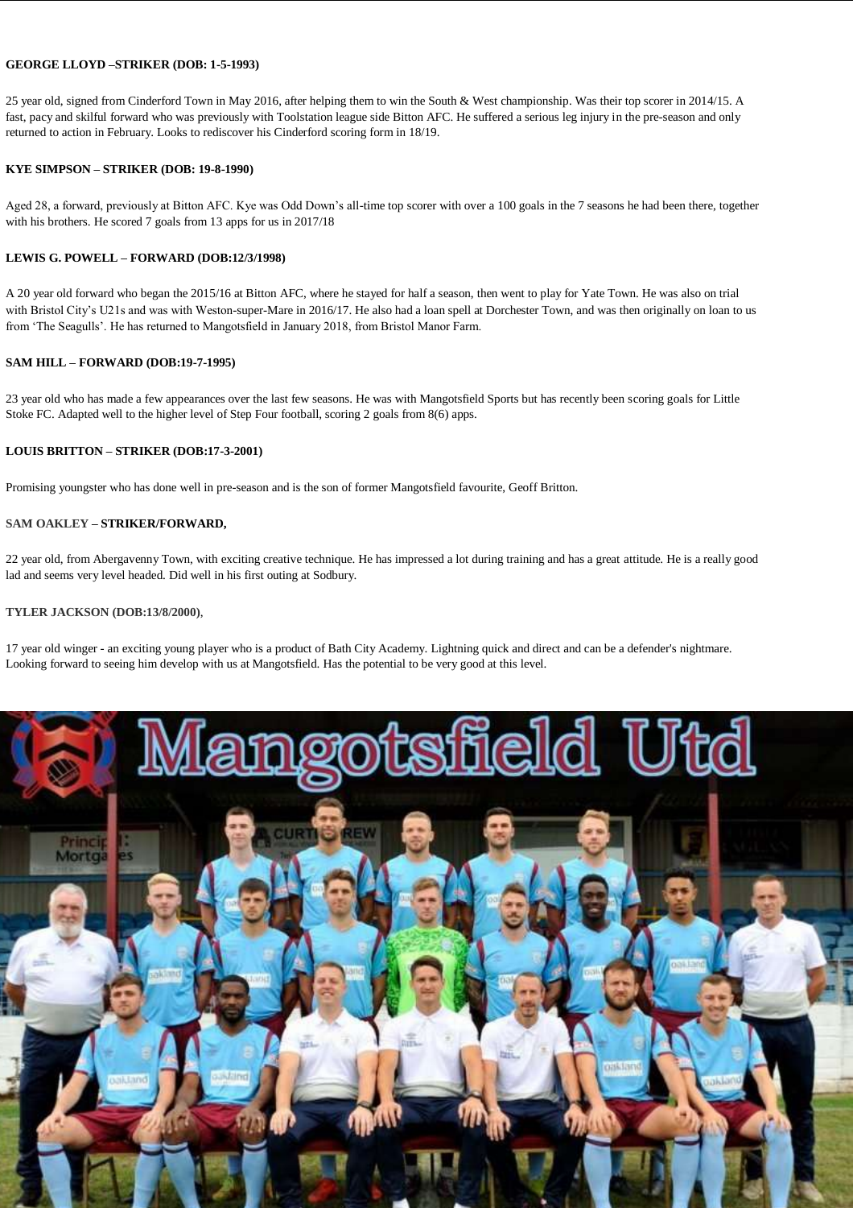**GEORGE LLOYD –STRIKER (DOB: 1-5-1993)**

25 year old, signed from Cinderford Town in May 2016, after helping them to win the South & West championship. Was their top scorer in 2014/15. A fast, pacy and skilful forward who was previously with Toolstation league side Bitton AFC. He suffered a serious leg injury in the pre-season and only returned to action in February. Looks to rediscover his Cinderford scoring form in 18/19.

**KYE SIMPSON – STRIKER (DOB: 19-8-1990)**

Aged 28, a forward, previously at Bitton AFC. Kye was Odd Down's all-time top scorer with over a 100 goals in the 7 seasons he had been there, together with his brothers. He scored 7 goals from 13 apps for us in 2017/18

**LEWIS G. POWELL – FORWARD (DOB:12/3/1998)**

A 20 year old forward who began the 2015/16 at Bitton AFC, where he stayed for half a season, then went to play for Yate Town. He was also on trial with Bristol City's U21s and was with Weston-super-Mare in 2016/17. He also had a loan spell at Dorchester Town, and was then originally on loan to us from 'The Seagulls'. He has returned to Mangotsfield in January 2018, from Bristol Manor Farm.

**SAM HILL – FORWARD (DOB:19-7-1995)**

23 year old who has made a few appearances over the last few seasons. He was with Mangotsfield Sports but has recently been scoring goals for Little Stoke FC. Adapted well to the higher level of Step Four football, scoring 2 goals from 8(6) apps.

**LOUIS BRITTON – STRIKER (DOB:17-3-2001)**

Promising youngster who has done well in pre-season and is the son of former Mangotsfield favourite, Geoff Britton.

**SAM OAKLEY – STRIKER/FORWARD,**

22 year old, from Abergavenny Town, with exciting creative technique. He has impressed a lot during training and has a great attitude. He is a really good lad and seems very level headed. Did well in his first outing at Sodbury.

**TYLER JACKSON (DOB:13/8/2000)**,

17 year old winger - an exciting young player who is a product of Bath City Academy. Lightning quick and direct and can be a defender's nightmare. Looking forward to seeing him develop with us at Mangotsfield. Has the potential to be very good at this level.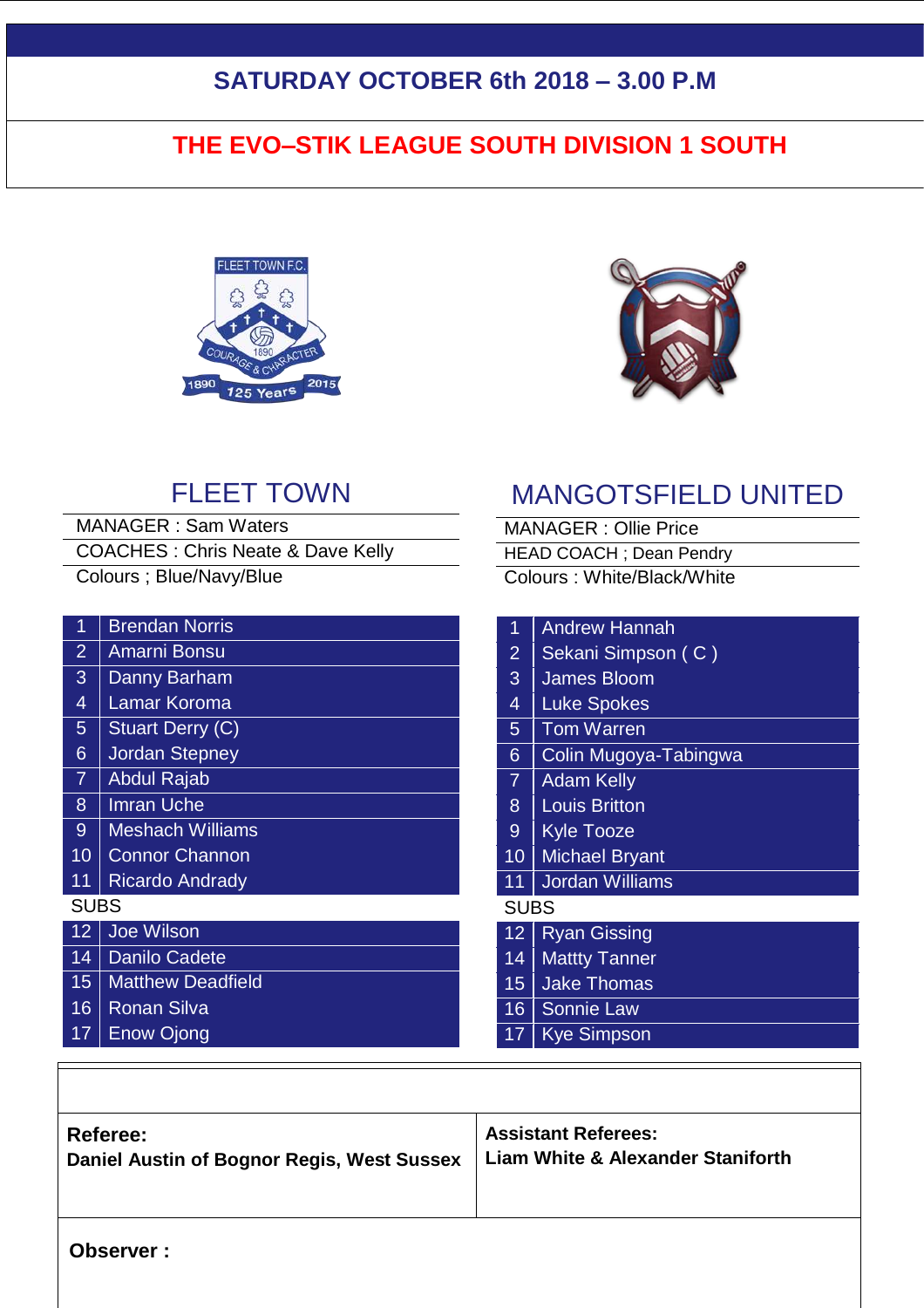## SATURDAY OCTOBER 6th 2018 – 3.00 P.M

## THE EVO–STIK LEAGUE SOUTH DIVISION 1 SOUTH

## FLEET TOWN

MANAGER : Sam Waters

COACHES : Chris Neate & Dave Kelly

Colours ; Blue/Navy/Blue

| | |
|---|---|
| 1 | Brendan Norris |
| 2 | Amarni Bonsu |
| 3 | Danny Barham |
| 4 | Lamar Koroma |
| 5 | Stuart Derry (C) |
| 6 | Jordan Stepney |
| 7 | Abdul Rajab |
| 8 | Imran Uche |
| 9 | Meshach Williams |
| 10 | Connor Channon |
| 11 | Ricardo Andrady |

SUBS

| | |
|---|---|
| 12 | Joe Wilson |
| 14 | Danilo Cadete |
| 15 | Matthew Deadfield |
| 16 | Ronan Silva |
| 17 | Enow Ojong |

## MANGOTSFIELD UNITED

MANAGER : Ollie Price

HEAD COACH ; Dean Pendry

Colours : White/Black/White

| | |
|---|---|
| 1 | Andrew Hannah |
| 2 | Sekani Simpson ( C ) |
| 3 | James Bloom |
| 4 | Luke Spokes |
| 5 | Tom Warren |
| 6 | Colin Mugoya-Tabingwa |
| 7 | Adam Kelly |
| 8 | Louis Britton |
| 9 | Kyle Tooze |
| 10 | Michael Bryant |
| 11 | Jordan Williams |

SUBS

| | |
|---|---|
| 12 | Ryan Gissing |
| 14 | Mattty Tanner |
| 15 | Jake Thomas |
| 16 | Sonnie Law |
| 17 | Kye Simpson |

| | |
|---|---|
| **Referee:**<br>**Daniel Austin of Bognor Regis, West Sussex** | **Assistant Referees:**<br>**Liam White & Alexander Staniforth** |

**Observer :**